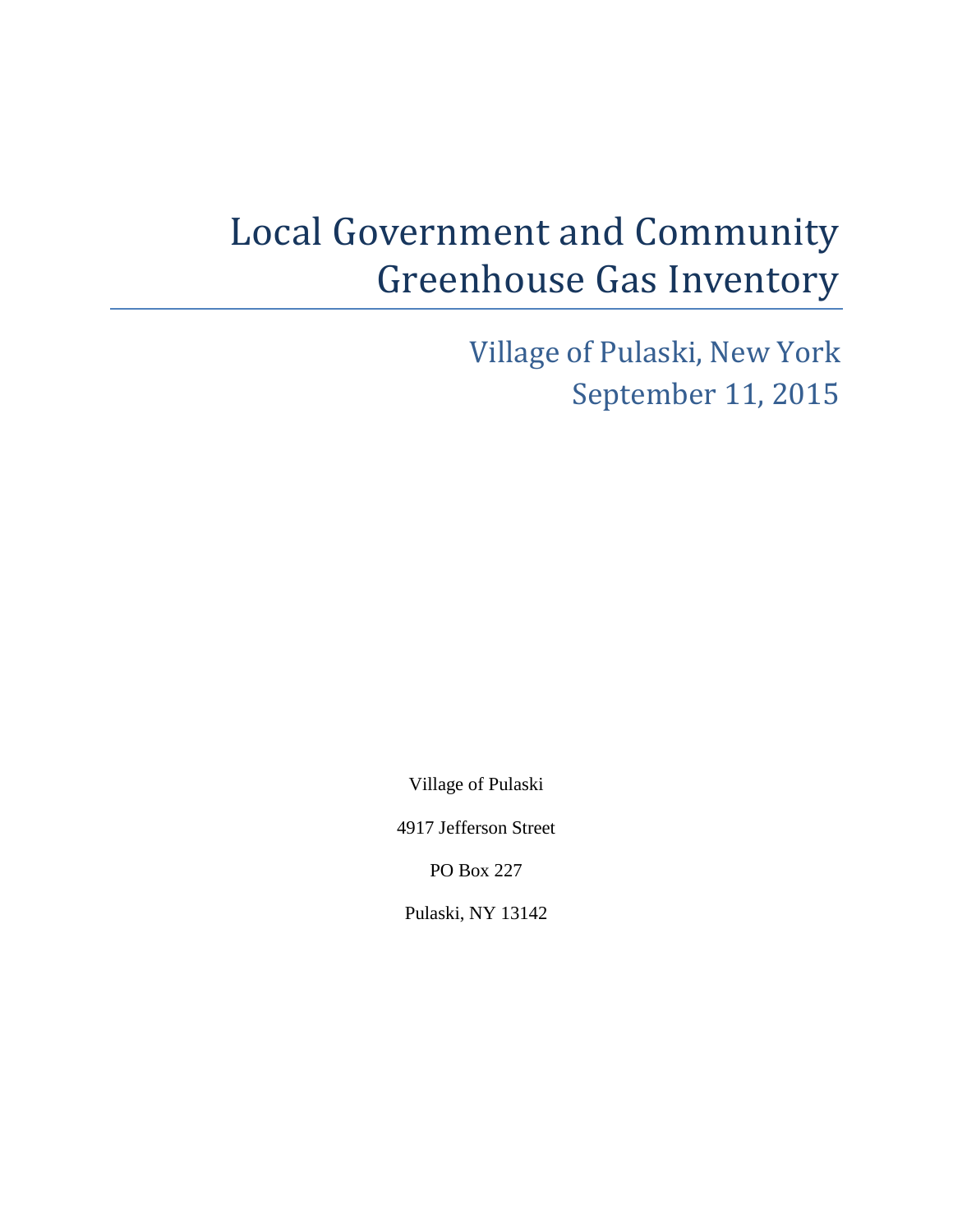# Local Government and Community Greenhouse Gas Inventory

## Village of Pulaski, New York
## September 11, 2015

Village of Pulaski

4917 Jefferson Street

PO Box 227

Pulaski, NY 13142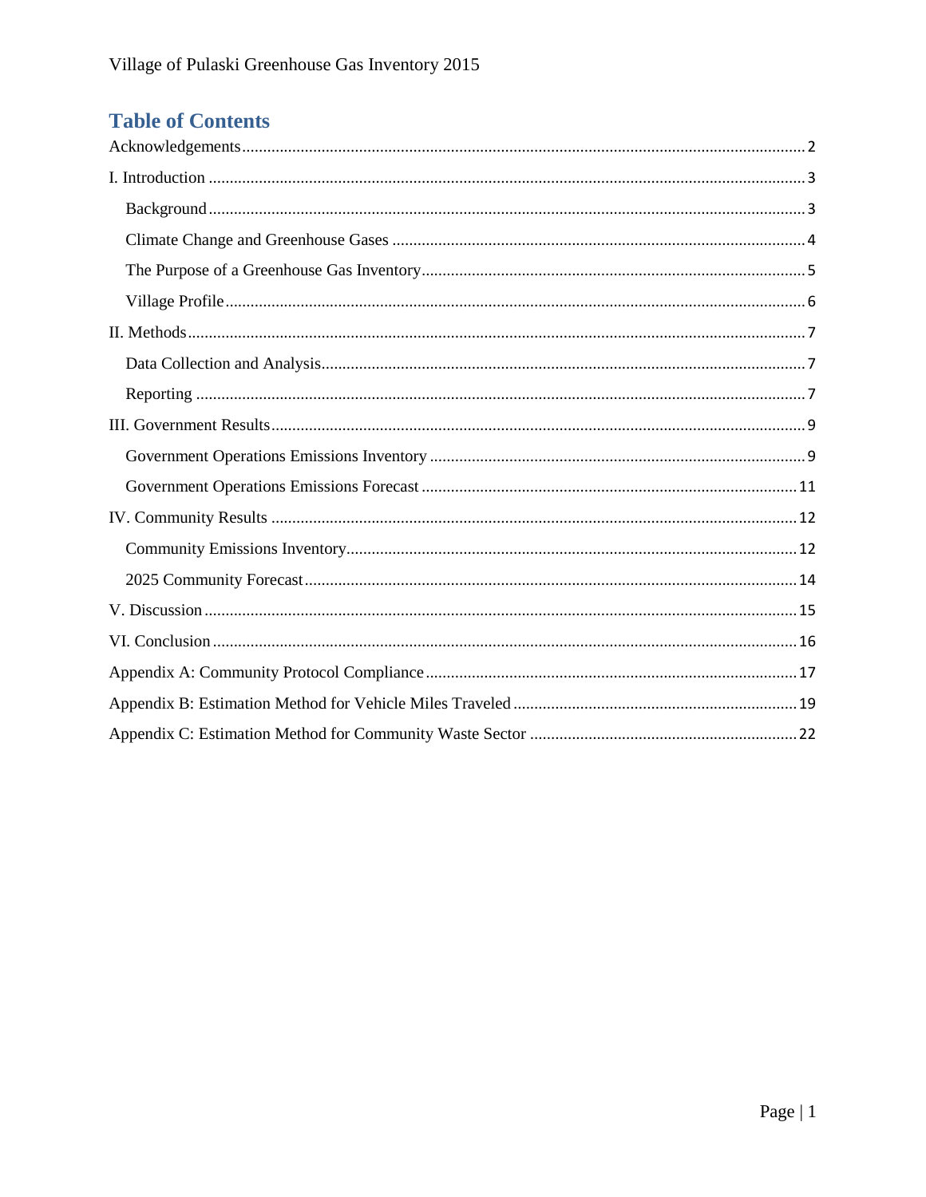## Table of Contents

Acknowledgements ..... 2

I. Introduction ..... 3

- Background ..... 3
- Climate Change and Greenhouse Gases ..... 4
- The Purpose of a Greenhouse Gas Inventory ..... 5
- Village Profile ..... 6

II. Methods ..... 7

- Data Collection and Analysis ..... 7
- Reporting ..... 7

III. Government Results ..... 9

- Government Operations Emissions Inventory ..... 9
- Government Operations Emissions Forecast ..... 11

IV. Community Results ..... 12

- Community Emissions Inventory ..... 12
- 2025 Community Forecast ..... 14

V. Discussion ..... 15

VI. Conclusion ..... 16

Appendix A: Community Protocol Compliance ..... 17

Appendix B: Estimation Method for Vehicle Miles Traveled ..... 19

Appendix C: Estimation Method for Community Waste Sector ..... 22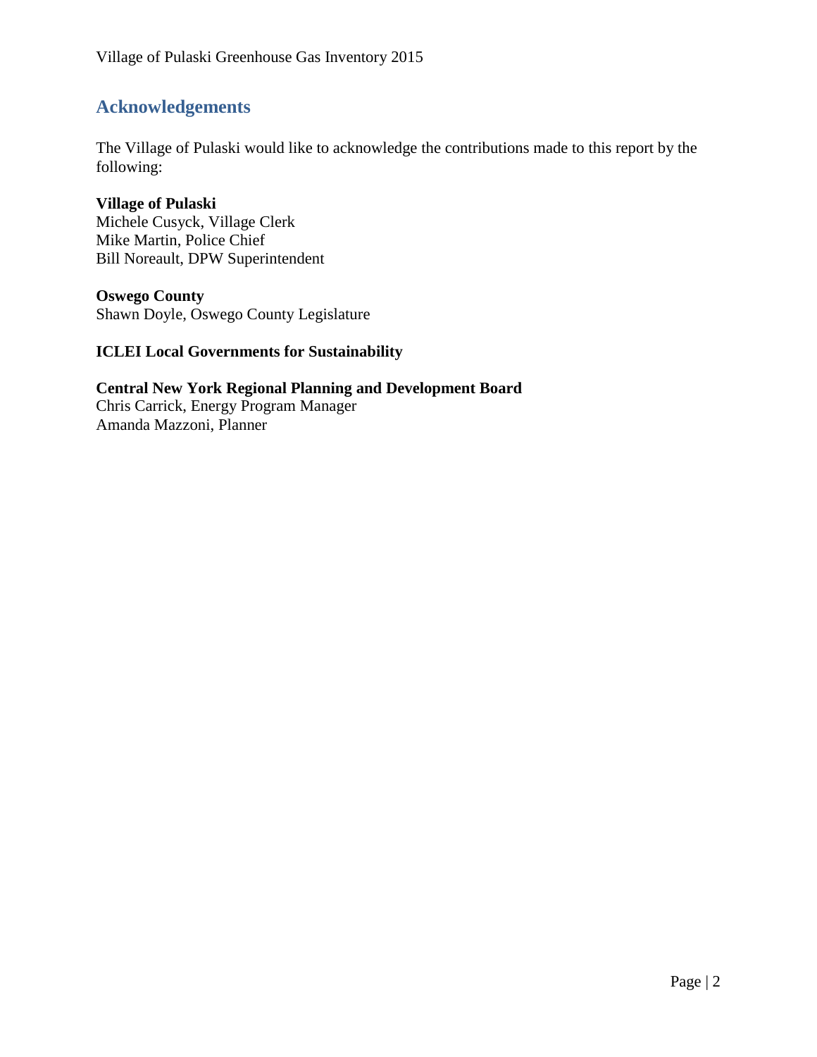## Acknowledgements

The Village of Pulaski would like to acknowledge the contributions made to this report by the following:

**Village of Pulaski**
Michele Cusyck, Village Clerk
Mike Martin, Police Chief
Bill Noreault, DPW Superintendent

**Oswego County**
Shawn Doyle, Oswego County Legislature

**ICLEI Local Governments for Sustainability**

**Central New York Regional Planning and Development Board**
Chris Carrick, Energy Program Manager
Amanda Mazzoni, Planner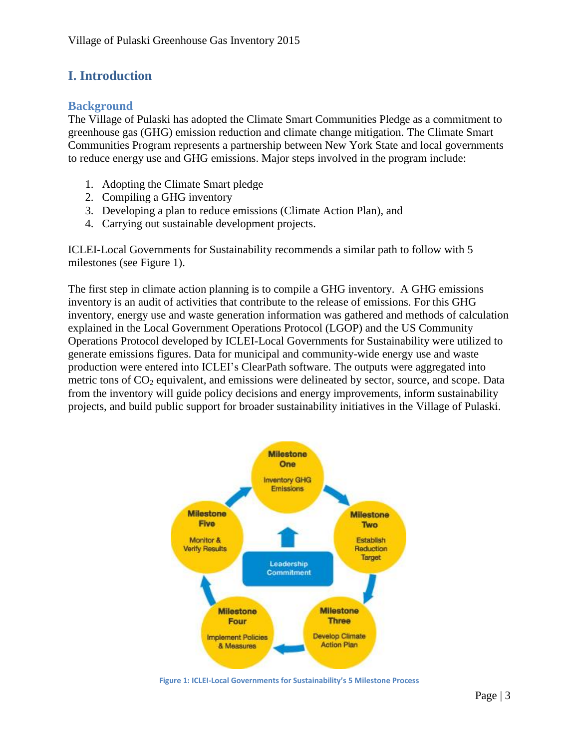# I. Introduction

## Background

The Village of Pulaski has adopted the Climate Smart Communities Pledge as a commitment to greenhouse gas (GHG) emission reduction and climate change mitigation. The Climate Smart Communities Program represents a partnership between New York State and local governments to reduce energy use and GHG emissions. Major steps involved in the program include:

1. Adopting the Climate Smart pledge
2. Compiling a GHG inventory
3. Developing a plan to reduce emissions (Climate Action Plan), and
4. Carrying out sustainable development projects.

ICLEI-Local Governments for Sustainability recommends a similar path to follow with 5 milestones (see Figure 1).

The first step in climate action planning is to compile a GHG inventory. A GHG emissions inventory is an audit of activities that contribute to the release of emissions. For this GHG inventory, energy use and waste generation information was gathered and methods of calculation explained in the Local Government Operations Protocol (LGOP) and the US Community Operations Protocol developed by ICLEI-Local Governments for Sustainability were utilized to generate emissions figures. Data for municipal and community-wide energy use and waste production were entered into ICLEI's ClearPath software. The outputs were aggregated into metric tons of $CO_2$ equivalent, and emissions were delineated by sector, source, and scope. Data from the inventory will guide policy decisions and energy improvements, inform sustainability projects, and build public support for broader sustainability initiatives in the Village of Pulaski.

Milestone One: Inventory GHG Emissions

Milestone Two: Establish Reduction Target

Milestone Three: Develop Climate Action Plan

Milestone Four: Implement Policies & Measures

Milestone Five: Monitor & Verify Results

Leadership Commitment

Figure 1: ICLEI-Local Governments for Sustainability's 5 Milestone Process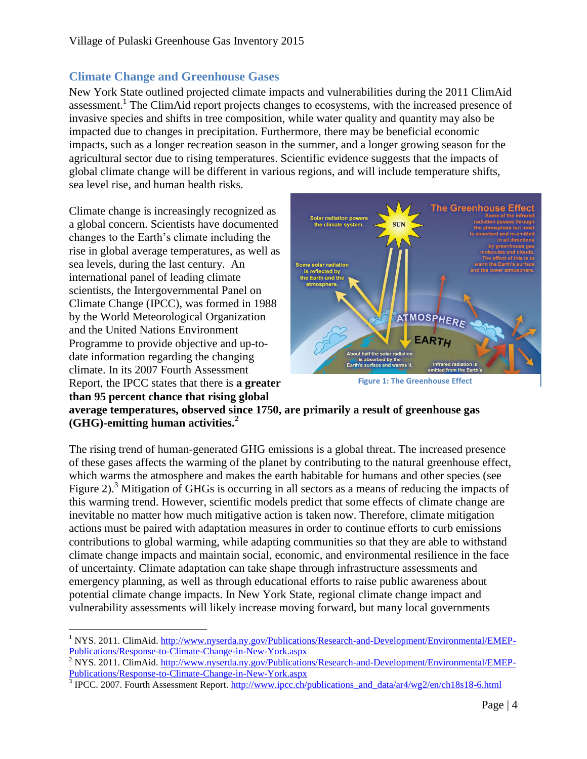## Climate Change and Greenhouse Gases

New York State outlined projected climate impacts and vulnerabilities during the 2011 ClimAid assessment.[1] The ClimAid report projects changes to ecosystems, with the increased presence of invasive species and shifts in tree composition, while water quality and quantity may also be impacted due to changes in precipitation. Furthermore, there may be beneficial economic impacts, such as a longer recreation season in the summer, and a longer growing season for the agricultural sector due to rising temperatures. Scientific evidence suggests that the impacts of global climate change will be different in various regions, and will include temperature shifts, sea level rise, and human health risks.

Climate change is increasingly recognized as a global concern. Scientists have documented changes to the Earth's climate including the rise in global average temperatures, as well as sea levels, during the last century. An international panel of leading climate scientists, the Intergovernmental Panel on Climate Change (IPCC), was formed in 1988 by the World Meteorological Organization and the United Nations Environment Programme to provide objective and up-to-date information regarding the changing climate. In its 2007 Fourth Assessment Report, the IPCC states that there is **a greater than 95 percent chance that rising global average temperatures, observed since 1750, are primarily a result of greenhouse gas (GHG)-emitting human activities.[2]**

Figure 1: The Greenhouse Effect

The rising trend of human-generated GHG emissions is a global threat. The increased presence of these gases affects the warming of the planet by contributing to the natural greenhouse effect, which warms the atmosphere and makes the earth habitable for humans and other species (see Figure 2).[3] Mitigation of GHGs is occurring in all sectors as a means of reducing the impacts of this warming trend. However, scientific models predict that some effects of climate change are inevitable no matter how much mitigative action is taken now. Therefore, climate mitigation actions must be paired with adaptation measures in order to continue efforts to curb emissions contributions to global warming, while adapting communities so that they are able to withstand climate change impacts and maintain social, economic, and environmental resilience in the face of uncertainty. Climate adaptation can take shape through infrastructure assessments and emergency planning, as well as through educational efforts to raise public awareness about potential climate change impacts. In New York State, regional climate change impact and vulnerability assessments will likely increase moving forward, but many local governments

---

[1] NYS. 2011. ClimAid. http://www.nyserda.ny.gov/Publications/Research-and-Development/Environmental/EMEP-Publications/Response-to-Climate-Change-in-New-York.aspx

[2] NYS. 2011. ClimAid. http://www.nyserda.ny.gov/Publications/Research-and-Development/Environmental/EMEP-Publications/Response-to-Climate-Change-in-New-York.aspx

[3] IPCC. 2007. Fourth Assessment Report. http://www.ipcc.ch/publications_and_data/ar4/wg2/en/ch18s18-6.html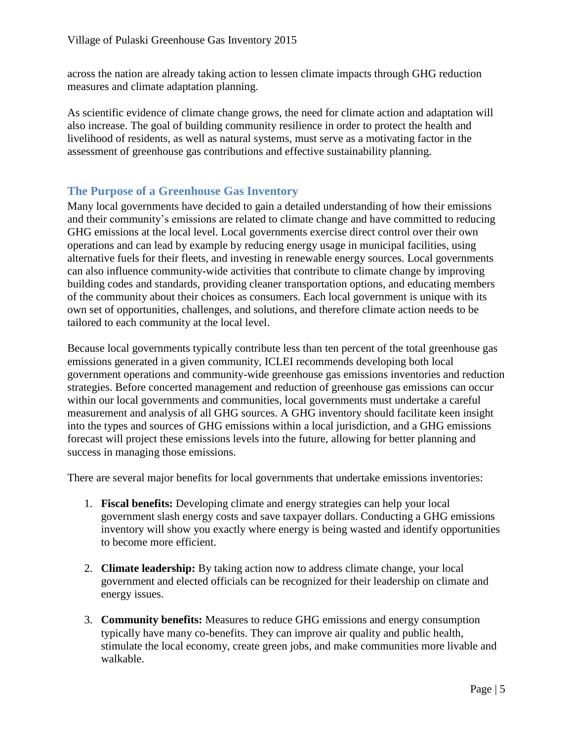across the nation are already taking action to lessen climate impacts through GHG reduction measures and climate adaptation planning.

As scientific evidence of climate change grows, the need for climate action and adaptation will also increase. The goal of building community resilience in order to protect the health and livelihood of residents, as well as natural systems, must serve as a motivating factor in the assessment of greenhouse gas contributions and effective sustainability planning.

## The Purpose of a Greenhouse Gas Inventory

Many local governments have decided to gain a detailed understanding of how their emissions and their community's emissions are related to climate change and have committed to reducing GHG emissions at the local level. Local governments exercise direct control over their own operations and can lead by example by reducing energy usage in municipal facilities, using alternative fuels for their fleets, and investing in renewable energy sources. Local governments can also influence community-wide activities that contribute to climate change by improving building codes and standards, providing cleaner transportation options, and educating members of the community about their choices as consumers. Each local government is unique with its own set of opportunities, challenges, and solutions, and therefore climate action needs to be tailored to each community at the local level.

Because local governments typically contribute less than ten percent of the total greenhouse gas emissions generated in a given community, ICLEI recommends developing both local government operations and community-wide greenhouse gas emissions inventories and reduction strategies. Before concerted management and reduction of greenhouse gas emissions can occur within our local governments and communities, local governments must undertake a careful measurement and analysis of all GHG sources. A GHG inventory should facilitate keen insight into the types and sources of GHG emissions within a local jurisdiction, and a GHG emissions forecast will project these emissions levels into the future, allowing for better planning and success in managing those emissions.

There are several major benefits for local governments that undertake emissions inventories:

1. **Fiscal benefits:** Developing climate and energy strategies can help your local government slash energy costs and save taxpayer dollars. Conducting a GHG emissions inventory will show you exactly where energy is being wasted and identify opportunities to become more efficient.

2. **Climate leadership:** By taking action now to address climate change, your local government and elected officials can be recognized for their leadership on climate and energy issues.

3. **Community benefits:** Measures to reduce GHG emissions and energy consumption typically have many co-benefits. They can improve air quality and public health, stimulate the local economy, create green jobs, and make communities more livable and walkable.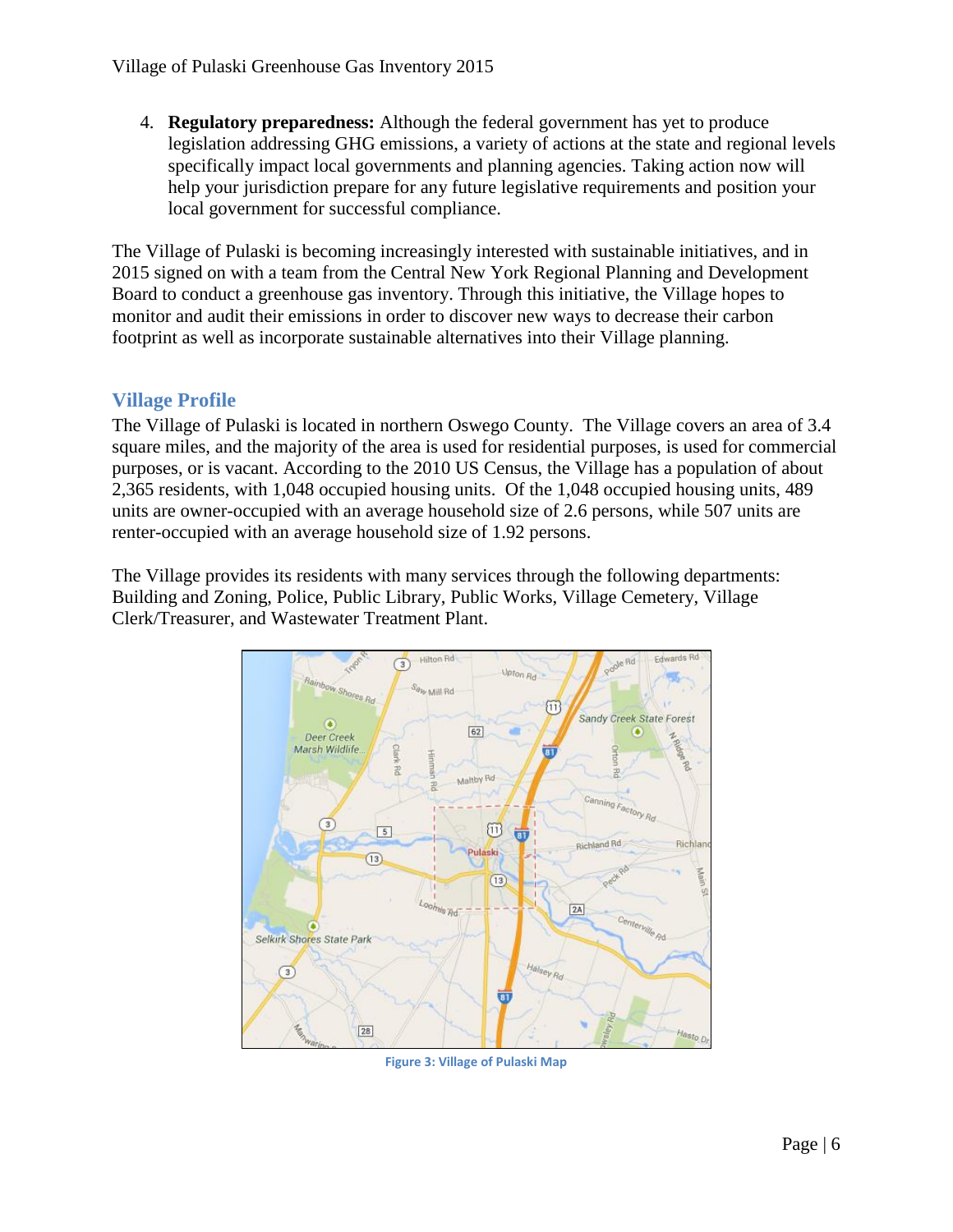4. **Regulatory preparedness:** Although the federal government has yet to produce legislation addressing GHG emissions, a variety of actions at the state and regional levels specifically impact local governments and planning agencies. Taking action now will help your jurisdiction prepare for any future legislative requirements and position your local government for successful compliance.

The Village of Pulaski is becoming increasingly interested with sustainable initiatives, and in 2015 signed on with a team from the Central New York Regional Planning and Development Board to conduct a greenhouse gas inventory. Through this initiative, the Village hopes to monitor and audit their emissions in order to discover new ways to decrease their carbon footprint as well as incorporate sustainable alternatives into their Village planning.

## Village Profile

The Village of Pulaski is located in northern Oswego County. The Village covers an area of 3.4 square miles, and the majority of the area is used for residential purposes, is used for commercial purposes, or is vacant. According to the 2010 US Census, the Village has a population of about 2,365 residents, with 1,048 occupied housing units. Of the 1,048 occupied housing units, 489 units are owner-occupied with an average household size of 2.6 persons, while 507 units are renter-occupied with an average household size of 1.92 persons.

The Village provides its residents with many services through the following departments: Building and Zoning, Police, Public Library, Public Works, Village Cemetery, Village Clerk/Treasurer, and Wastewater Treatment Plant.

Figure 3: Village of Pulaski Map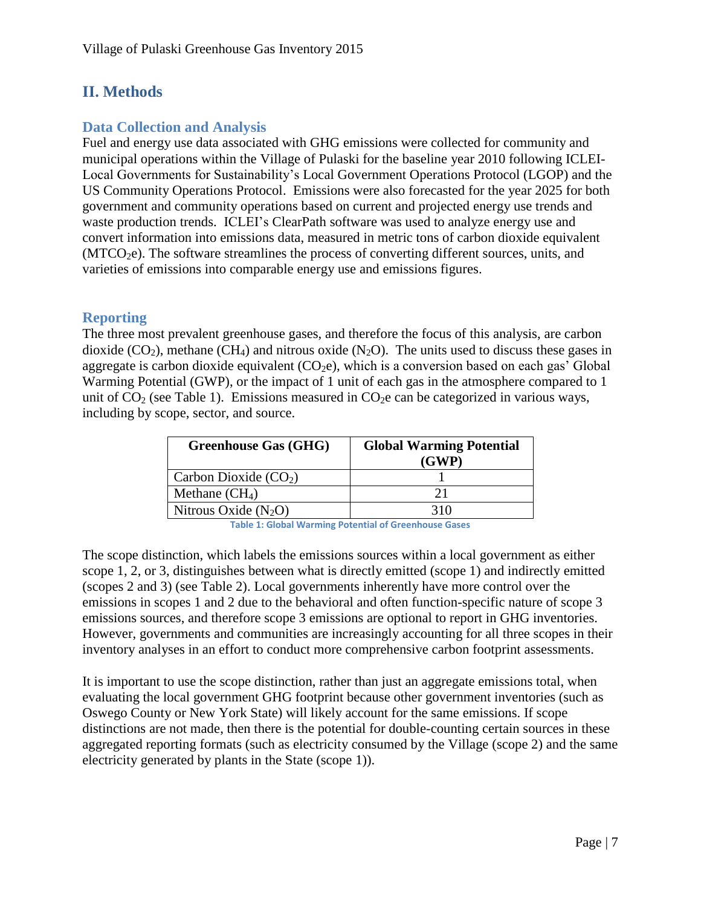## II. Methods

### Data Collection and Analysis

Fuel and energy use data associated with GHG emissions were collected for community and municipal operations within the Village of Pulaski for the baseline year 2010 following ICLEI-Local Governments for Sustainability's Local Government Operations Protocol (LGOP) and the US Community Operations Protocol. Emissions were also forecasted for the year 2025 for both government and community operations based on current and projected energy use trends and waste production trends. ICLEI's ClearPath software was used to analyze energy use and convert information into emissions data, measured in metric tons of carbon dioxide equivalent ($MTCO_2e$). The software streamlines the process of converting different sources, units, and varieties of emissions into comparable energy use and emissions figures.

### Reporting

The three most prevalent greenhouse gases, and therefore the focus of this analysis, are carbon dioxide ($CO_2$), methane ($CH_4$) and nitrous oxide ($N_2O$). The units used to discuss these gases in aggregate is carbon dioxide equivalent ($CO_2e$), which is a conversion based on each gas' Global Warming Potential (GWP), or the impact of 1 unit of each gas in the atmosphere compared to 1 unit of $CO_2$ (see Table 1). Emissions measured in $CO_2e$ can be categorized in various ways, including by scope, sector, and source.

| Greenhouse Gas (GHG) | Global Warming Potential (GWP) |
|---|---|
| Carbon Dioxide ($CO_2$) | 1 |
| Methane ($CH_4$) | 21 |
| Nitrous Oxide ($N_2O$) | 310 |

Table 1: Global Warming Potential of Greenhouse Gases

The scope distinction, which labels the emissions sources within a local government as either scope 1, 2, or 3, distinguishes between what is directly emitted (scope 1) and indirectly emitted (scopes 2 and 3) (see Table 2). Local governments inherently have more control over the emissions in scopes 1 and 2 due to the behavioral and often function-specific nature of scope 3 emissions sources, and therefore scope 3 emissions are optional to report in GHG inventories. However, governments and communities are increasingly accounting for all three scopes in their inventory analyses in an effort to conduct more comprehensive carbon footprint assessments.

It is important to use the scope distinction, rather than just an aggregate emissions total, when evaluating the local government GHG footprint because other government inventories (such as Oswego County or New York State) will likely account for the same emissions. If scope distinctions are not made, then there is the potential for double-counting certain sources in these aggregated reporting formats (such as electricity consumed by the Village (scope 2) and the same electricity generated by plants in the State (scope 1)).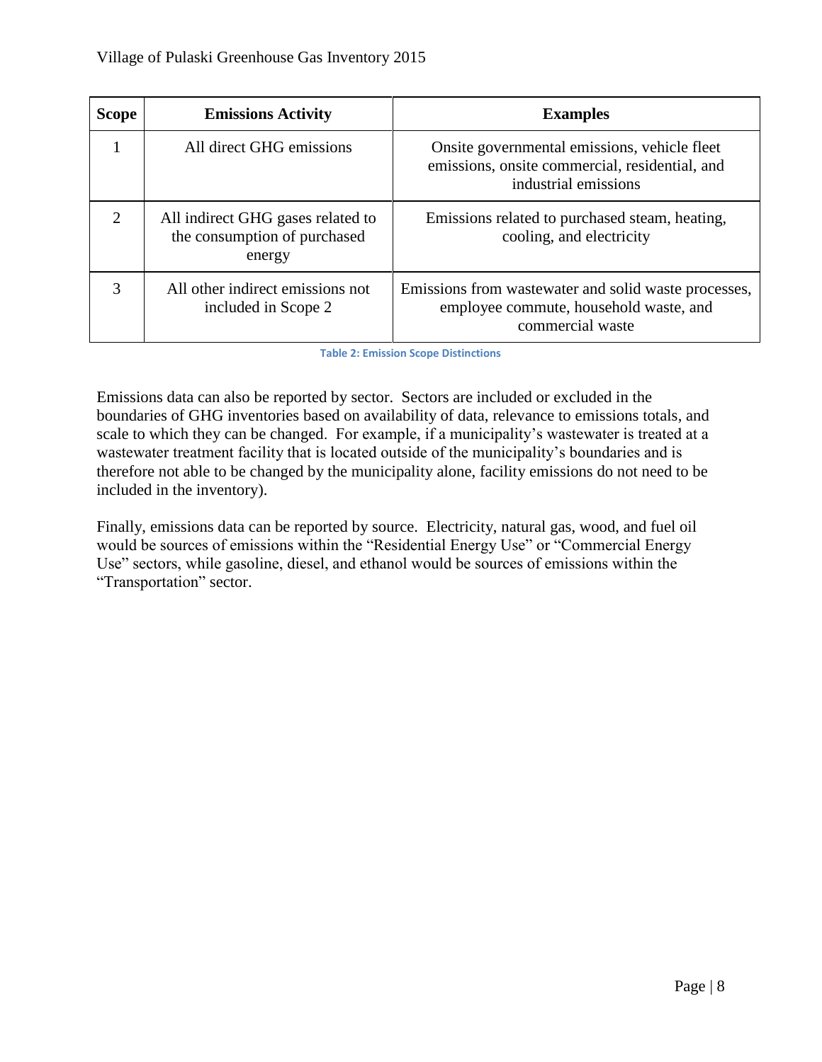| Scope | Emissions Activity | Examples |
| --- | --- | --- |
| 1 | All direct GHG emissions | Onsite governmental emissions, vehicle fleet emissions, onsite commercial, residential, and industrial emissions |
| 2 | All indirect GHG gases related to the consumption of purchased energy | Emissions related to purchased steam, heating, cooling, and electricity |
| 3 | All other indirect emissions not included in Scope 2 | Emissions from wastewater and solid waste processes, employee commute, household waste, and commercial waste |

Table 2: Emission Scope Distinctions

Emissions data can also be reported by sector. Sectors are included or excluded in the boundaries of GHG inventories based on availability of data, relevance to emissions totals, and scale to which they can be changed. For example, if a municipality's wastewater is treated at a wastewater treatment facility that is located outside of the municipality's boundaries and is therefore not able to be changed by the municipality alone, facility emissions do not need to be included in the inventory).

Finally, emissions data can be reported by source. Electricity, natural gas, wood, and fuel oil would be sources of emissions within the "Residential Energy Use" or "Commercial Energy Use" sectors, while gasoline, diesel, and ethanol would be sources of emissions within the "Transportation" sector.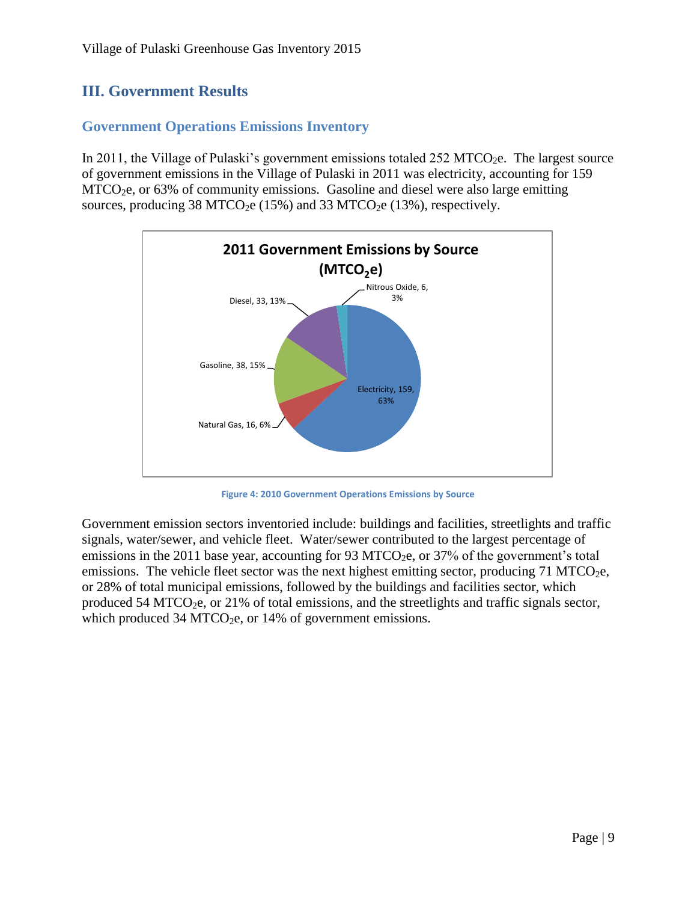# III. Government Results

## Government Operations Emissions Inventory

In 2011, the Village of Pulaski's government emissions totaled 252 $MTCO_2e$. The largest source of government emissions in the Village of Pulaski in 2011 was electricity, accounting for 159 $MTCO_2e$, or 63% of community emissions. Gasoline and diesel were also large emitting sources, producing 38 $MTCO_2e$ (15%) and 33 $MTCO_2e$ (13%), respectively.

**2011 Government Emissions by Source ($MTCO_2e$)**

| Source | $MTCO_2e$ | Percent |
|---|---|---|
| Electricity | 159 | 63% |
| Gasoline | 38 | 15% |
| Diesel | 33 | 13% |
| Natural Gas | 16 | 6% |
| Nitrous Oxide | 6 | 3% |

Figure 4: 2010 Government Operations Emissions by Source

Government emission sectors inventoried include: buildings and facilities, streetlights and traffic signals, water/sewer, and vehicle fleet. Water/sewer contributed to the largest percentage of emissions in the 2011 base year, accounting for 93 $MTCO_2e$, or 37% of the government's total emissions. The vehicle fleet sector was the next highest emitting sector, producing 71 $MTCO_2e$, or 28% of total municipal emissions, followed by the buildings and facilities sector, which produced 54 $MTCO_2e$, or 21% of total emissions, and the streetlights and traffic signals sector, which produced 34 $MTCO_2e$, or 14% of government emissions.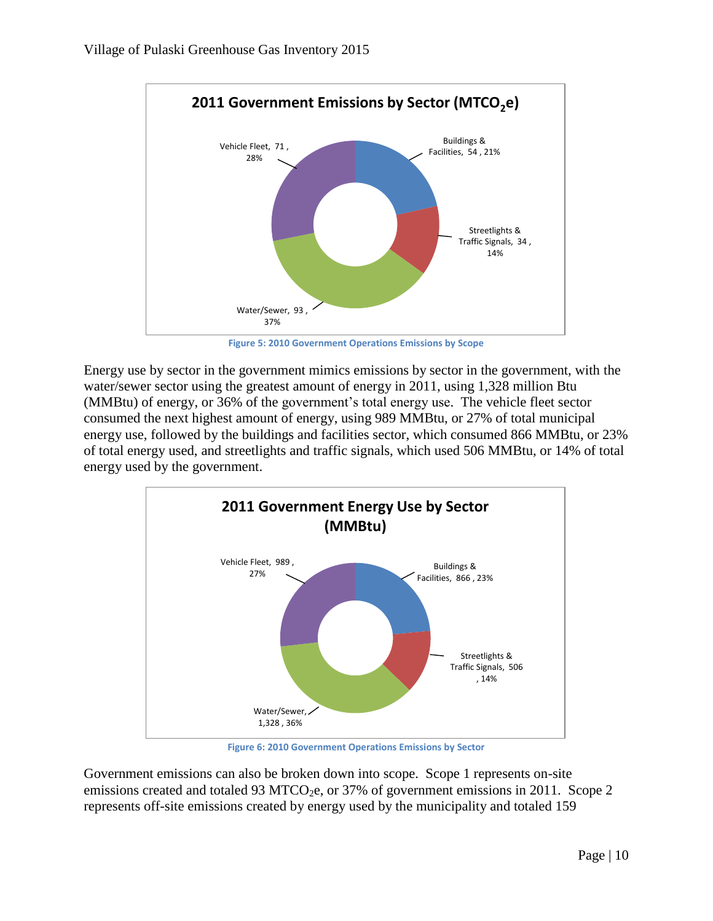**2011 Government Emissions by Sector ($MTCO_2e$)**

Vehicle Fleet, 71, 28%

Buildings & Facilities, 54, 21%

Streetlights & Traffic Signals, 34, 14%

Water/Sewer, 93, 37%

Figure 5: 2010 Government Operations Emissions by Scope

Energy use by sector in the government mimics emissions by sector in the government, with the water/sewer sector using the greatest amount of energy in 2011, using 1,328 million Btu (MMBtu) of energy, or 36% of the government's total energy use. The vehicle fleet sector consumed the next highest amount of energy, using 989 MMBtu, or 27% of total municipal energy use, followed by the buildings and facilities sector, which consumed 866 MMBtu, or 23% of total energy used, and streetlights and traffic signals, which used 506 MMBtu, or 14% of total energy used by the government.

**2011 Government Energy Use by Sector (MMBtu)**

Vehicle Fleet, 989, 27%

Buildings & Facilities, 866, 23%

Streetlights & Traffic Signals, 506, 14%

Water/Sewer, 1,328, 36%

Figure 6: 2010 Government Operations Emissions by Sector

Government emissions can also be broken down into scope. Scope 1 represents on-site emissions created and totaled 93 $MTCO_2e$, or 37% of government emissions in 2011. Scope 2 represents off-site emissions created by energy used by the municipality and totaled 159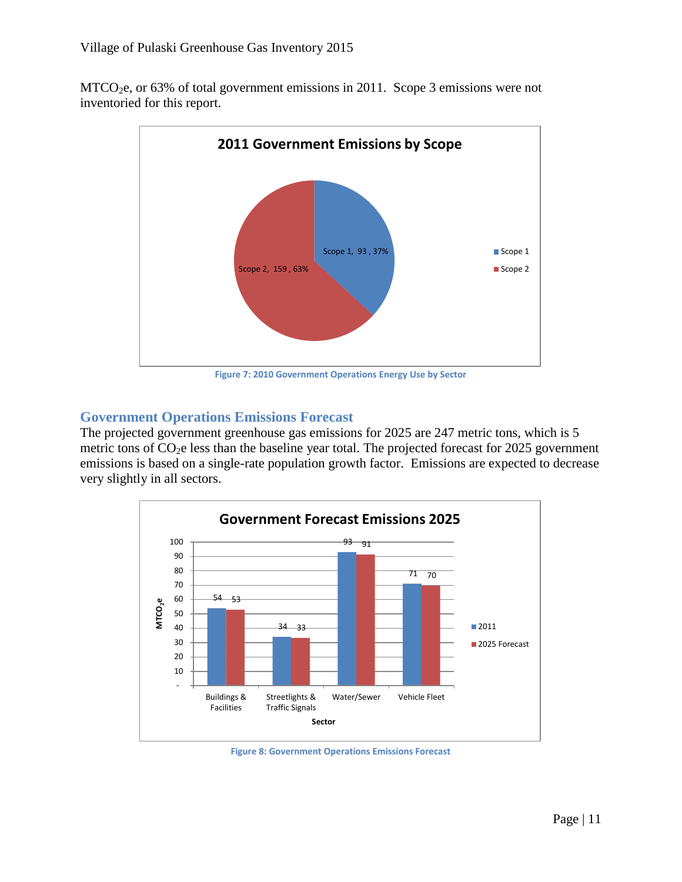$MTCO_2e$, or 63% of total government emissions in 2011. Scope 3 emissions were not inventoried for this report.

Figure 7: 2010 Government Operations Energy Use by Sector

## Government Operations Emissions Forecast

The projected government greenhouse gas emissions for 2025 are 247 metric tons, which is 5 metric tons of $CO_2e$ less than the baseline year total. The projected forecast for 2025 government emissions is based on a single-rate population growth factor. Emissions are expected to decrease very slightly in all sectors.

Figure 8: Government Operations Emissions Forecast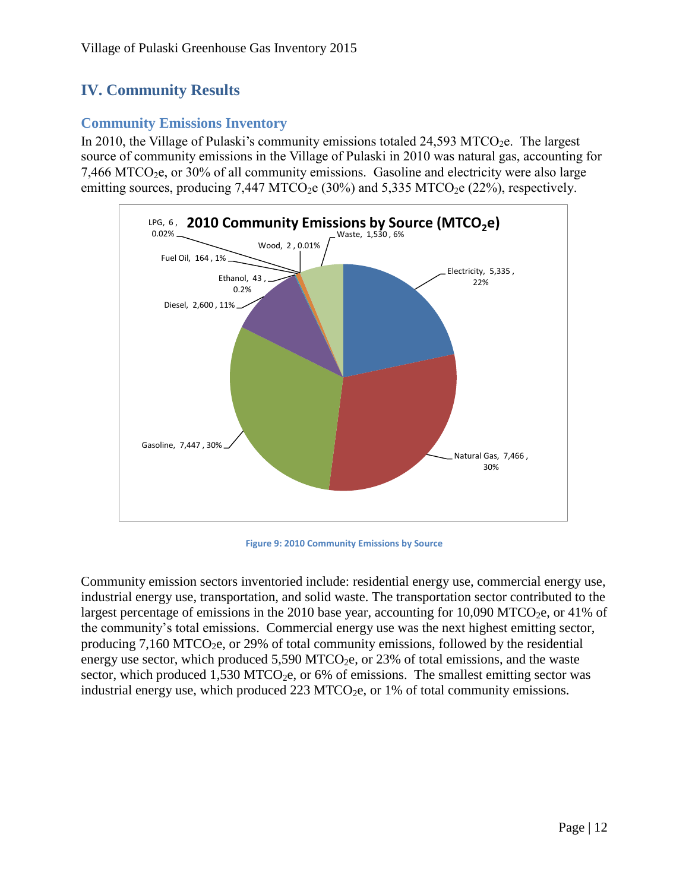# IV. Community Results

## Community Emissions Inventory

In 2010, the Village of Pulaski's community emissions totaled 24,593 $MTCO_2e$. The largest source of community emissions in the Village of Pulaski in 2010 was natural gas, accounting for 7,466 $MTCO_2e$, or 30% of all community emissions. Gasoline and electricity were also large emitting sources, producing 7,447 $MTCO_2e$ (30%) and 5,335 $MTCO_2e$ (22%), respectively.

Figure 9: 2010 Community Emissions by Source

Community emission sectors inventoried include: residential energy use, commercial energy use, industrial energy use, transportation, and solid waste. The transportation sector contributed to the largest percentage of emissions in the 2010 base year, accounting for 10,090 $MTCO_2e$, or 41% of the community's total emissions. Commercial energy use was the next highest emitting sector, producing 7,160 $MTCO_2e$, or 29% of total community emissions, followed by the residential energy use sector, which produced 5,590 $MTCO_2e$, or 23% of total emissions, and the waste sector, which produced 1,530 $MTCO_2e$, or 6% of emissions. The smallest emitting sector was industrial energy use, which produced 223 $MTCO_2e$, or 1% of total community emissions.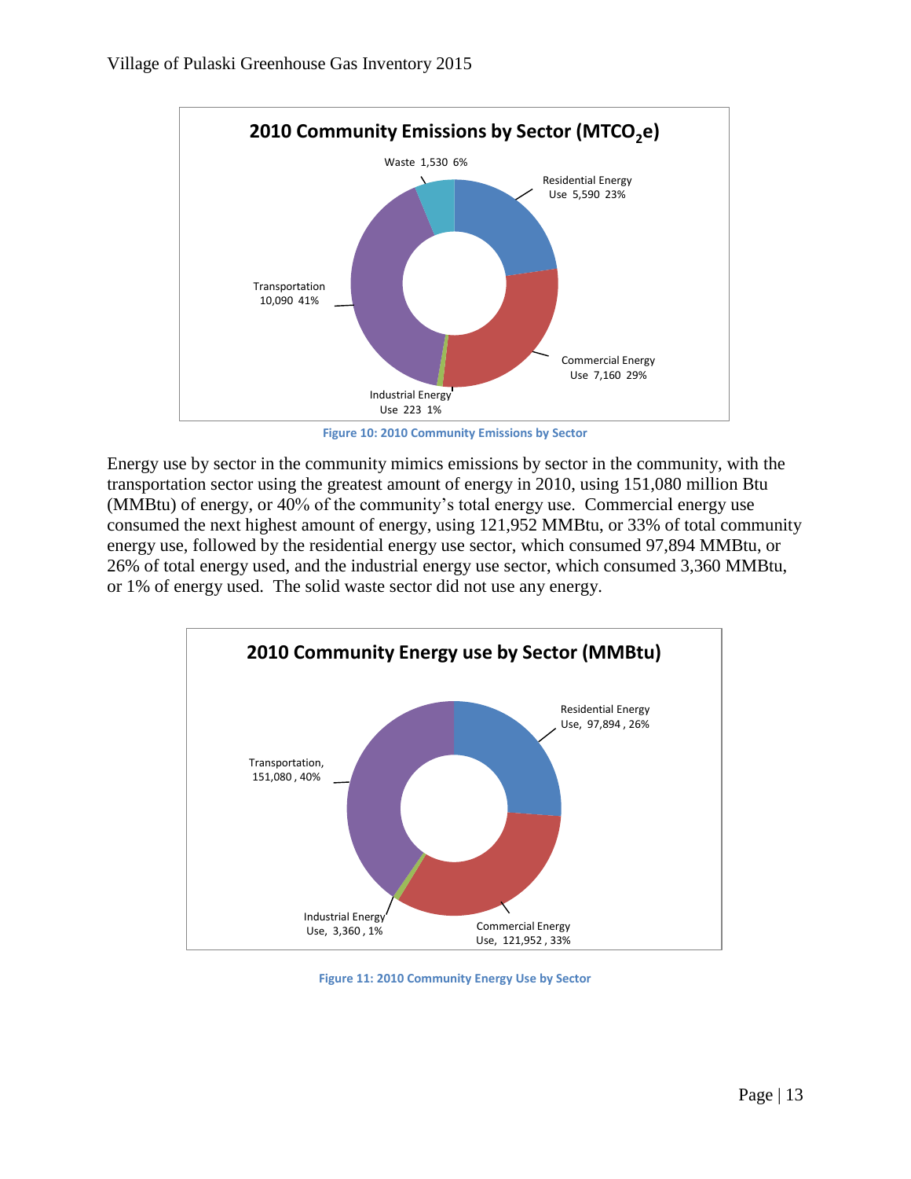**2010 Community Emissions by Sector ($MTCO_2e$)**

Waste 1,530 6%

Residential Energy Use 5,590 23%

Commercial Energy Use 7,160 29%

Industrial Energy Use 223 1%

Transportation 10,090 41%

Figure 10: 2010 Community Emissions by Sector

Energy use by sector in the community mimics emissions by sector in the community, with the transportation sector using the greatest amount of energy in 2010, using 151,080 million Btu (MMBtu) of energy, or 40% of the community's total energy use. Commercial energy use consumed the next highest amount of energy, using 121,952 MMBtu, or 33% of total community energy use, followed by the residential energy use sector, which consumed 97,894 MMBtu, or 26% of total energy used, and the industrial energy use sector, which consumed 3,360 MMBtu, or 1% of energy used. The solid waste sector did not use any energy.

**2010 Community Energy use by Sector (MMBtu)**

Residential Energy Use, 97,894 , 26%

Commercial Energy Use, 121,952 , 33%

Industrial Energy Use, 3,360 , 1%

Transportation, 151,080 , 40%

Figure 11: 2010 Community Energy Use by Sector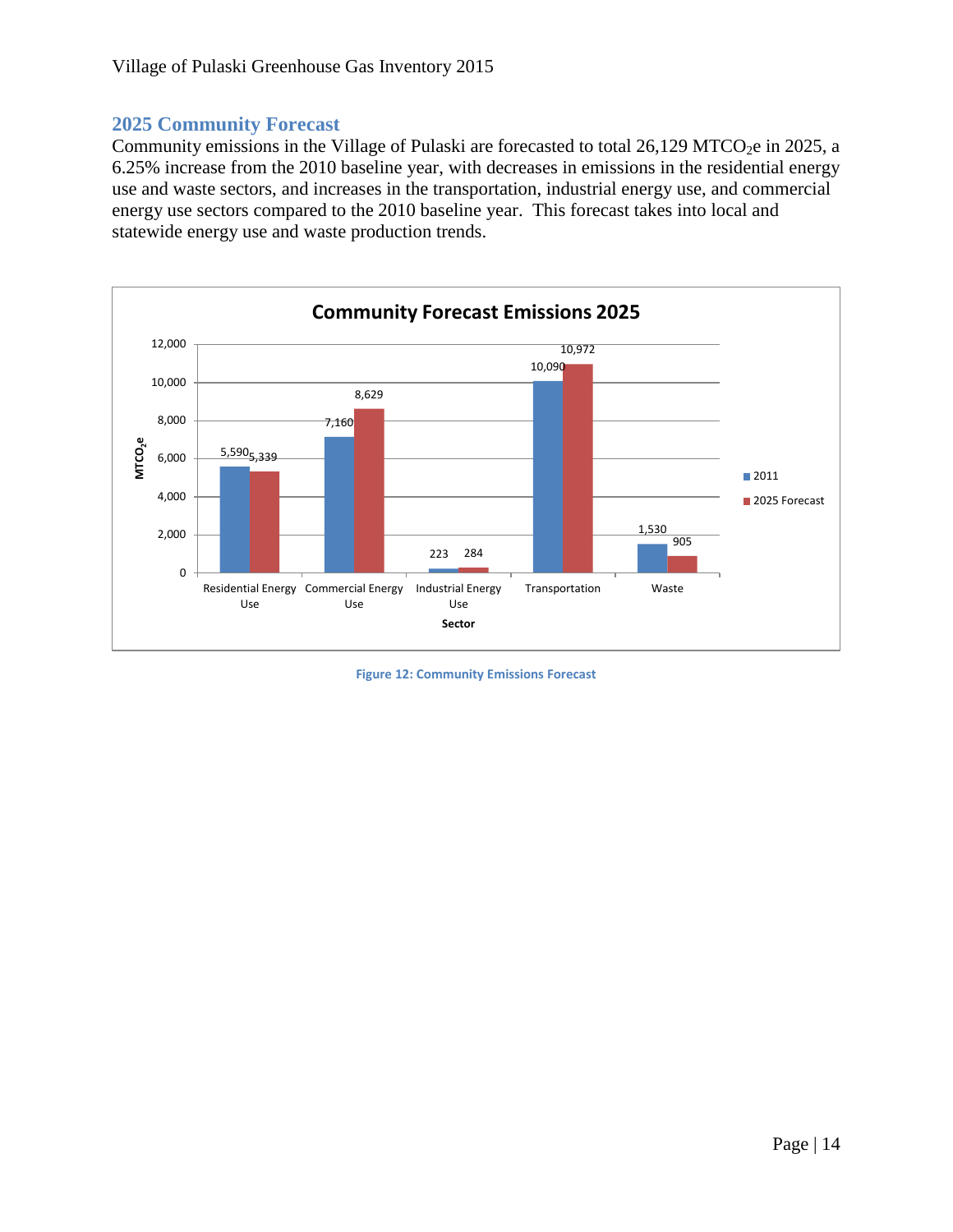## 2025 Community Forecast

Community emissions in the Village of Pulaski are forecasted to total 26,129 $MTCO_2e$ in 2025, a 6.25% increase from the 2010 baseline year, with decreases in emissions in the residential energy use and waste sectors, and increases in the transportation, industrial energy use, and commercial energy use sectors compared to the 2010 baseline year. This forecast takes into local and statewide energy use and waste production trends.

**Community Forecast Emissions 2025**

| Sector | 2011 | 2025 Forecast |
| --- | --- | --- |
| Residential Energy Use | 5,590 | 5,339 |
| Commercial Energy Use | 7,160 | 8,629 |
| Industrial Energy Use | 223 | 284 |
| Transportation | 10,090 | 10,972 |
| Waste | 1,530 | 905 |

Figure 12: Community Emissions Forecast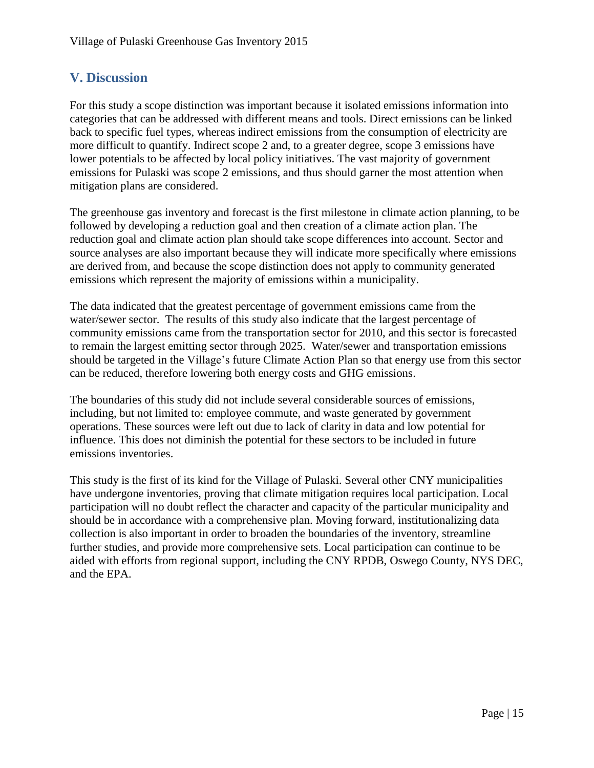## V. Discussion

For this study a scope distinction was important because it isolated emissions information into categories that can be addressed with different means and tools. Direct emissions can be linked back to specific fuel types, whereas indirect emissions from the consumption of electricity are more difficult to quantify. Indirect scope 2 and, to a greater degree, scope 3 emissions have lower potentials to be affected by local policy initiatives. The vast majority of government emissions for Pulaski was scope 2 emissions, and thus should garner the most attention when mitigation plans are considered.

The greenhouse gas inventory and forecast is the first milestone in climate action planning, to be followed by developing a reduction goal and then creation of a climate action plan. The reduction goal and climate action plan should take scope differences into account. Sector and source analyses are also important because they will indicate more specifically where emissions are derived from, and because the scope distinction does not apply to community generated emissions which represent the majority of emissions within a municipality.

The data indicated that the greatest percentage of government emissions came from the water/sewer sector. The results of this study also indicate that the largest percentage of community emissions came from the transportation sector for 2010, and this sector is forecasted to remain the largest emitting sector through 2025. Water/sewer and transportation emissions should be targeted in the Village's future Climate Action Plan so that energy use from this sector can be reduced, therefore lowering both energy costs and GHG emissions.

The boundaries of this study did not include several considerable sources of emissions, including, but not limited to: employee commute, and waste generated by government operations. These sources were left out due to lack of clarity in data and low potential for influence. This does not diminish the potential for these sectors to be included in future emissions inventories.

This study is the first of its kind for the Village of Pulaski. Several other CNY municipalities have undergone inventories, proving that climate mitigation requires local participation. Local participation will no doubt reflect the character and capacity of the particular municipality and should be in accordance with a comprehensive plan. Moving forward, institutionalizing data collection is also important in order to broaden the boundaries of the inventory, streamline further studies, and provide more comprehensive sets. Local participation can continue to be aided with efforts from regional support, including the CNY RPDB, Oswego County, NYS DEC, and the EPA.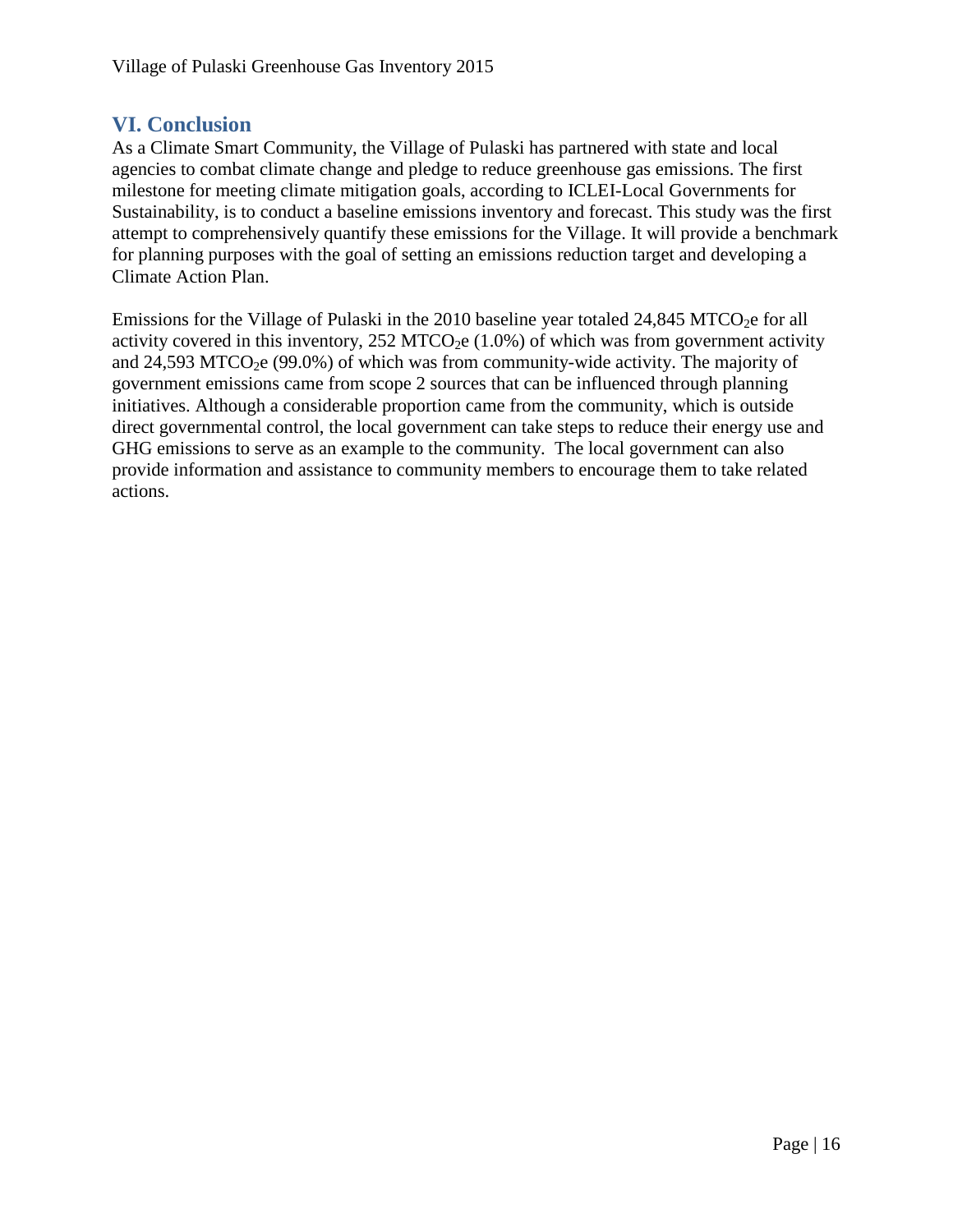## VI. Conclusion

As a Climate Smart Community, the Village of Pulaski has partnered with state and local agencies to combat climate change and pledge to reduce greenhouse gas emissions. The first milestone for meeting climate mitigation goals, according to ICLEI-Local Governments for Sustainability, is to conduct a baseline emissions inventory and forecast. This study was the first attempt to comprehensively quantify these emissions for the Village. It will provide a benchmark for planning purposes with the goal of setting an emissions reduction target and developing a Climate Action Plan.

Emissions for the Village of Pulaski in the 2010 baseline year totaled 24,845 $MTCO_2e$ for all activity covered in this inventory, 252 $MTCO_2e$ (1.0%) of which was from government activity and 24,593 $MTCO_2e$ (99.0%) of which was from community-wide activity. The majority of government emissions came from scope 2 sources that can be influenced through planning initiatives. Although a considerable proportion came from the community, which is outside direct governmental control, the local government can take steps to reduce their energy use and GHG emissions to serve as an example to the community. The local government can also provide information and assistance to community members to encourage them to take related actions.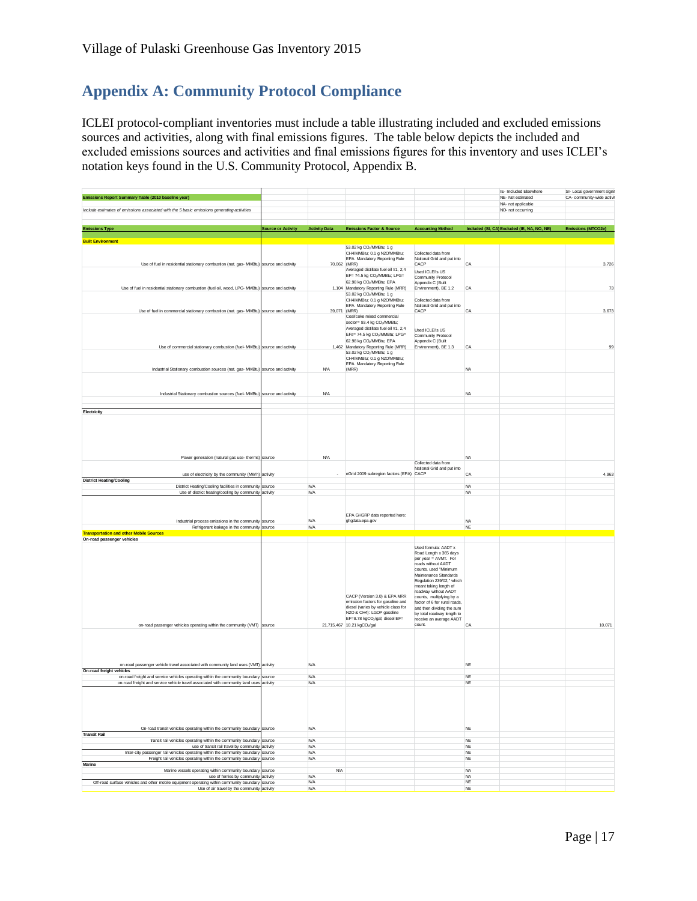## Appendix A: Community Protocol Compliance

ICLEI protocol-compliant inventories must include a table illustrating included and excluded emissions sources and activities, along with final emissions figures. The table below depicts the included and excluded emissions sources and activities and final emissions figures for this inventory and uses ICLEI's notation keys found in the U.S. Community Protocol, Appendix B.

| **Emissions Report Summary Table (2010 baseline year)** | | | | | IE- Included Elsewhere<br>NE- Not estimated<br>NA- not applicable<br>NO- not occurring | | SI- Local government signi<br>CA- community-wide activi |
|---|---|---|---|---|---|---|---|
| *Include estimates of emissions associated with the 5 basic emissions generating activities* | | | | | | | |
| **Emissions Type** | **Source or Activity** | **Activity Data** | **Emissions Factor & Source** | **Accounting Method** | **Included (SI, CA)** | **Excluded (IE, NA, NO, NE)** | **Emissions (MTCO2e)** |
| **Built Environment** | | | | | | | |
| Use of fuel in residential stationary combustion (nat. gas- MMBtu) | source and activity | 70,062 | 53.02 kg $CO_2$/MMBtu; 1 g CH4/MMBtu; 0.1 g N2O/MMBtu; EPA Mandatory Reporting Rule (MRR) | Collected data from National Grid and put into CACP | CA | | 3,726 |
| Use of fuel in residential stationary combustion (fuel oil, wood, LPG- MMBtu) | source and activity | 1,104 | Averaged distillate fuel oil #1, 2,4 EF= 74.5 kg $CO_2$/MMBtu; LPG= 62.98 kg $CO_2$/MMBtu; EPA Mandatory Reporting Rule (MRR) | Used ICLEI's US Community Protocol Appendix C (Built Environment), BE 1.2 | CA | | 73 |
| Use of fuel in commercial stationary combustion (nat. gas- MMBtu) | source and activity | 39,071 | 53.02 kg $CO_2$/MMBtu; 1 g CH4/MMBtu; 0.1 g N2O/MMBtu; EPA Mandatory Reporting Rule (MRR) | Collected data from National Grid and put into CACP | CA | | 3,673 |
| Use of commercial stationary combustion (fuel- MMBtu) | source and activity | 1,462 | Coal/coke mixed commercial sector= 93.4 kg $CO_2$/MMBtu; Averaged distillate fuel oil #1, 2,4 EFs= 74.5 kg $CO_2$/MMBtu; LPG= 62.98 kg $CO_2$/MMBtu; EPA Mandatory Reporting Rule (MRR) | Used ICLEI's US Community Protocol Appendix C (Built Environment), BE 1.3 | CA | | 99 |
| Industrial Stationary combustion sources (nat. gas- MMBtu) | source and activity | N/A | 53.02 kg $CO_2$/MMBtu; 1 g CH4/MMBtu; 0.1 g N2O/MMBtu; EPA Mandatory Reporting Rule (MRR) | | NA | | |
| Industrial Stationary combustion sources (fuel- MMBtu) | source and activity | N/A | | | NA | | |
| **Electricity** | | | | | | | |
| Power generation (natural gas use- therms) | source | N/A | | | NA | | |
| use of electricity by the community (MWh) | activity | - | eGrid 2009 subregion factors (EPA) | Collected data from National Grid and put into CACP | CA | | 4,963 |
| **District Heating/Cooling** | | | | | | | |
| District Heating/Cooling facilities in community | source | N/A | | | NA | | |
| Use of district heating/cooling by community | activity | N/A | | | NA | | |
| Industrial process emissions in the community | source | N/A | EPA GHGRP data reported here: ghgdata.epa.gov | | NA | | |
| Refrigerant leakage in the community | source | N/A | | | NE | | |
| **Transportation and other Mobile Sources** | | | | | | | |
| **On-road passenger vehicles** | | | | | | | |
| on-road passenger vehicles operating within the community (VMT) | source | 21,715,467 | CACP (Version 3.0) & EPA MRR emission factors for gasoline and diesel (varies by vehicle class for N2O & CH4); LGOP gasoline EF=8.78 kg$CO_2$/gal; diesel EF= 10.21 kg$CO_2$/gal | Used formula: AADT x Road Length x 365 days per year = AVMT. For roads without AADT counts, used "Minimum Maintenance Standards Regulation 239/02," which meant taking length of roadway without AADT counts, multiplying by a factor of 6 for rural roads, and then dividing the sum by total roadway length to receive an average AADT count. | CA | | 10,071 |
| on-road passenger vehicle travel associated with community land uses (VMT) | activity | N/A | | | NE | | |
| **On-road freight vehicles** | | | | | | | |
| on-road freight and service vehicles operating within the community boundary | source | N/A | | | NE | | |
| on-road freight and service vehicle travel associated with community land uses | activity | N/A | | | NE | | |
| On-road transit vehicles operating within the community boundary | source | N/A | | | NE | | |
| **Transit Rail** | | | | | | | |
| transit rail vehicles operating within the community boundary | source | N/A | | | NE | | |
| use of transit rail travel by community | activity | N/A | | | NE | | |
| Inter-city passenger rail vehicles operating within the community boundary | source | N/A | | | NE | | |
| Freight rail vehicles operating within the community boundary | source | N/A | | | NE | | |
| **Marine** | | | | | | | |
| Marine vessels operating within community boundary | source | N/A | | | NA | | |
| use of ferries by community | activity | N/A | | | NA | | |
| Off-road surface vehicles and other mobile equipment operating within community boundary | source | N/A | | | NE | | |
| Use of air travel by the community | activity | N/A | | | NE | | |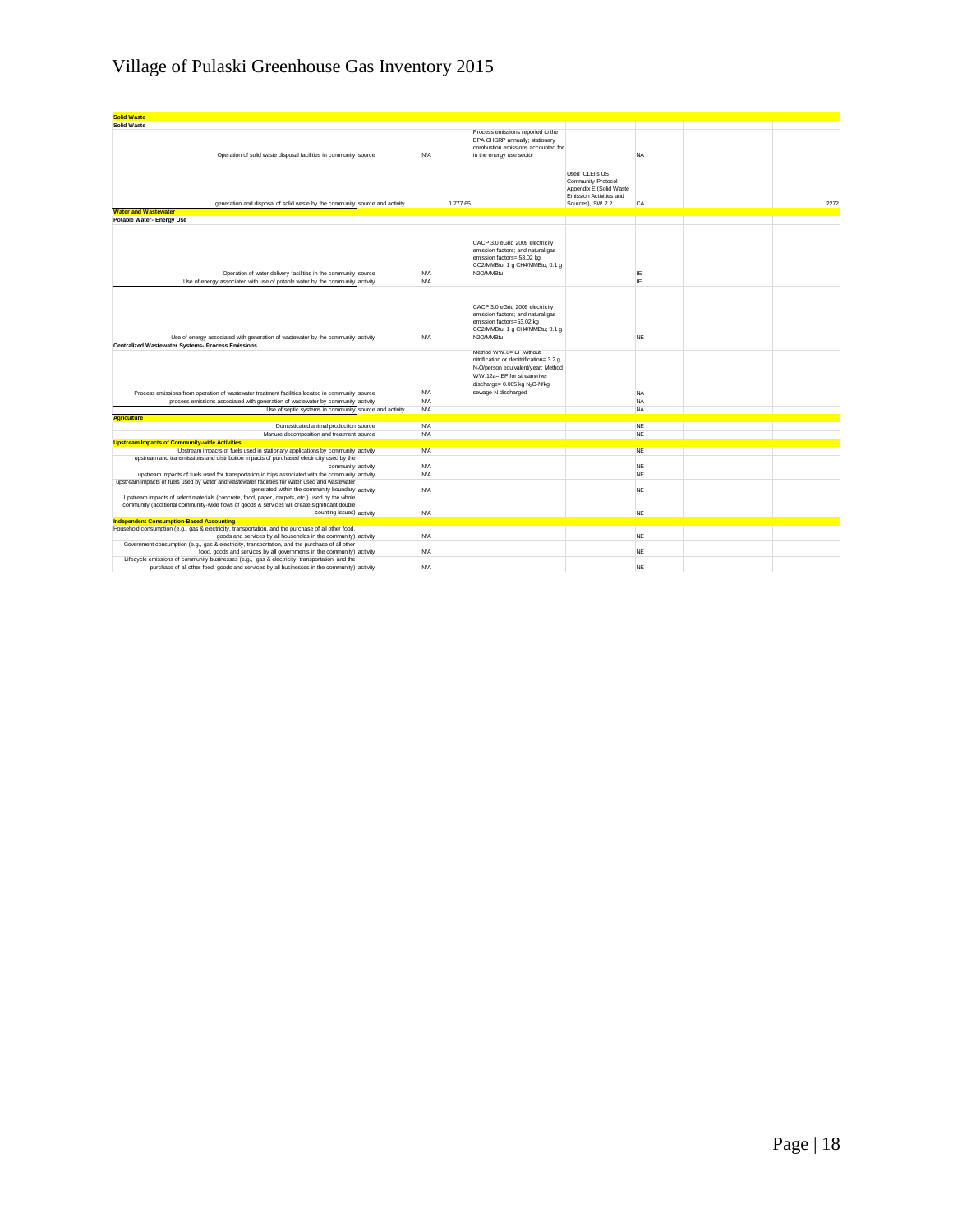# Village of Pulaski Greenhouse Gas Inventory 2015

| | | | | | | | |
|---|---|---|---|---|---|---|---|
| **Solid Waste** | | | | | | | |
| **Solid Waste** | | | | | | | |
| Operation of solid waste disposal facilities in community | source | N/A | Process emissions reported to the EPA GHGRP annually; stationary combustion emissions accounted for in the energy use sector | | NA | | |
| generation and disposal of solid waste by the community | source and activity | 1,777.65 | | Used ICLEI's US Community Protocol Appendix E (Solid Waste Emission Activities and Sources), SW 2.2 | CA | | 2272 |
| **Water and Wastewater** | | | | | | | |
| **Potable Water- Energy Use** | | | | | | | |
| Operation of water delivery facilities in the community | source | N/A | CACP 3.0 eGrid 2009 electricity emission factors; and natural gas emission factors= 53.02 kg CO2/MMBtu; 1 g CH4/MMBtu; 0.1 g N2O/MMBtu | | IE | | |
| Use of energy associated with use of potable water by the community | activity | N/A | | | IE | | |
| Use of energy associated with generation of wastewater by the community | activity | N/A | CACP 3.0 eGrid 2009 electricity emission factors; and natural gas emission factors=53.02 kg CO2/MMBtu; 1 g CH4/MMBtu; 0.1 g N2O/MMBtu | | NE | | |
| **Centralized Wastewater Systems- Process Emissions** | | | | | | | |
| Process emissions from operation of wastewater treatment facilities located in community | source | N/A | Method WW.8= EF without nitrification or denitrification= 3.2 g $N_2O$/person equivalent/year; Method WW.12a= EF for stream/river discharge= 0.005 kg $N_2O$-N/kg sewage-N discharged | | NA | | |
| process emissions associated with generation of wastewater by community | activity | N/A | | | NA | | |
| Use of septic systems in community | source and activity | N/A | | | NA | | |
| **Agriculture** | | | | | | | |
| Domesticated animal production | source | N/A | | | NE | | |
| Manure decomposition and treatment | source | N/A | | | NE | | |
| **Upstream Impacts of Community-wide Activities** | | | | | | | |
| Upstream impacts of fuels used in stationary applications by community | activity | N/A | | | NE | | |
| upstream and transmissions and distribution impacts of purchased electricity used by the community | activity | N/A | | | NE | | |
| upstream impacts of fuels used for transportation in trips associated with the community | activity | N/A | | | NE | | |
| upstream impacts of fuels used by water and wastewater facilities for water used and wastewater generated within the community boundary | activity | N/A | | | NE | | |
| Upstream impacts of select materials (concrete, food, paper, carpets, etc.) used by the whole community (additional community-wide flows of goods & services will create significant double counting issues) | activity | N/A | | | NE | | |
| **Independent Consumption-Based Accounting** | | | | | | | |
| Household consumption (e.g., gas & electricity, transportation, and the purchase of all other food, goods and services by all households in the community) | activity | N/A | | | NE | | |
| Government consumption (e.g., gas & electricity, transportation, and the purchase of all other food, goods and services by all governments in the community) | activity | N/A | | | NE | | |
| Lifecycle emissions of community businesses (e.g., gas & electricity, transportation, and the purchase of all other food, goods and services by all businesses in the community) | activity | N/A | | | NE | | |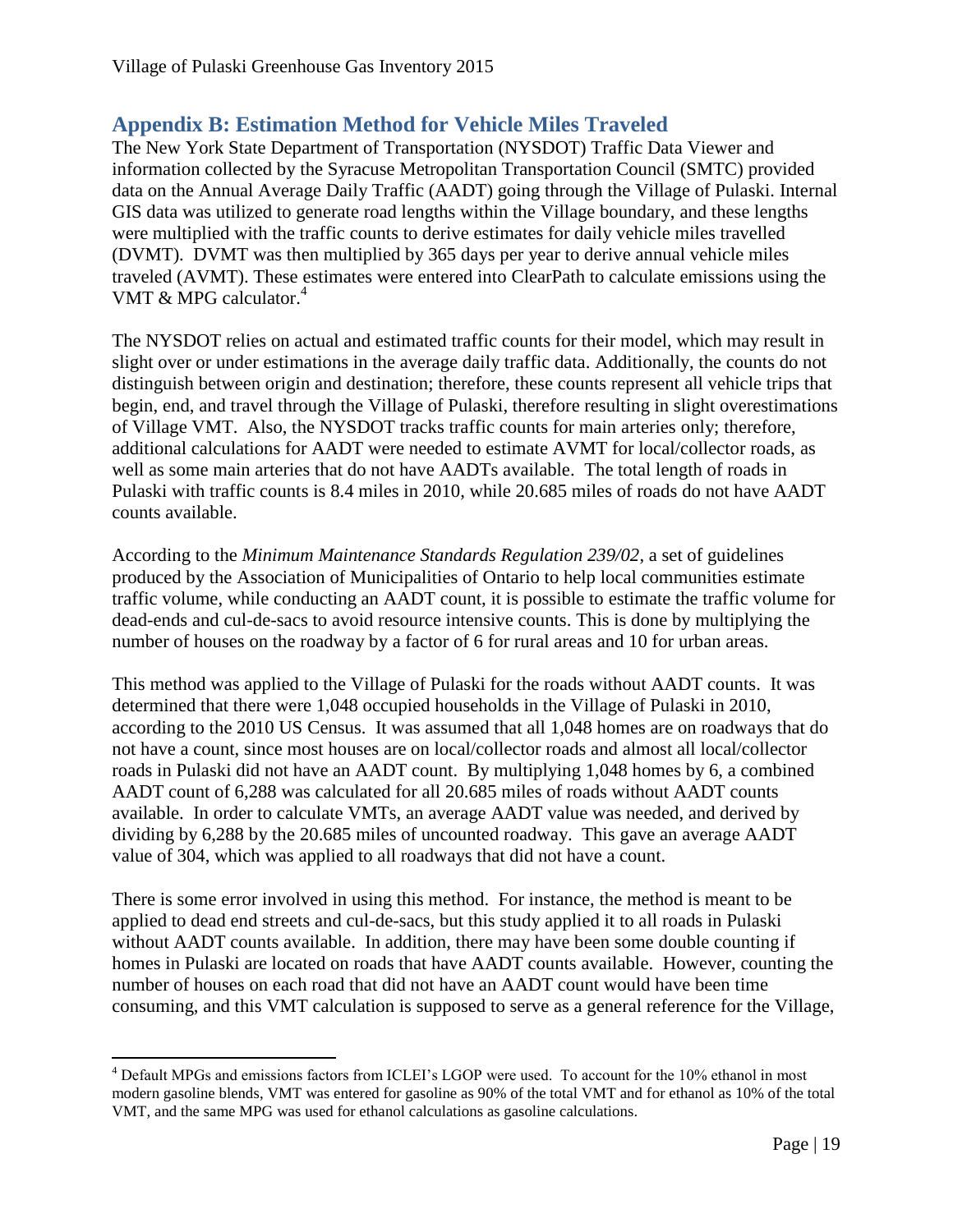## Appendix B: Estimation Method for Vehicle Miles Traveled

The New York State Department of Transportation (NYSDOT) Traffic Data Viewer and information collected by the Syracuse Metropolitan Transportation Council (SMTC) provided data on the Annual Average Daily Traffic (AADT) going through the Village of Pulaski. Internal GIS data was utilized to generate road lengths within the Village boundary, and these lengths were multiplied with the traffic counts to derive estimates for daily vehicle miles travelled (DVMT). DVMT was then multiplied by 365 days per year to derive annual vehicle miles traveled (AVMT). These estimates were entered into ClearPath to calculate emissions using the VMT & MPG calculator.[4]

The NYSDOT relies on actual and estimated traffic counts for their model, which may result in slight over or under estimations in the average daily traffic data. Additionally, the counts do not distinguish between origin and destination; therefore, these counts represent all vehicle trips that begin, end, and travel through the Village of Pulaski, therefore resulting in slight overestimations of Village VMT. Also, the NYSDOT tracks traffic counts for main arteries only; therefore, additional calculations for AADT were needed to estimate AVMT for local/collector roads, as well as some main arteries that do not have AADTs available. The total length of roads in Pulaski with traffic counts is 8.4 miles in 2010, while 20.685 miles of roads do not have AADT counts available.

According to the *Minimum Maintenance Standards Regulation 239/02*, a set of guidelines produced by the Association of Municipalities of Ontario to help local communities estimate traffic volume, while conducting an AADT count, it is possible to estimate the traffic volume for dead-ends and cul-de-sacs to avoid resource intensive counts. This is done by multiplying the number of houses on the roadway by a factor of 6 for rural areas and 10 for urban areas.

This method was applied to the Village of Pulaski for the roads without AADT counts. It was determined that there were 1,048 occupied households in the Village of Pulaski in 2010, according to the 2010 US Census. It was assumed that all 1,048 homes are on roadways that do not have a count, since most houses are on local/collector roads and almost all local/collector roads in Pulaski did not have an AADT count. By multiplying 1,048 homes by 6, a combined AADT count of 6,288 was calculated for all 20.685 miles of roads without AADT counts available. In order to calculate VMTs, an average AADT value was needed, and derived by dividing by 6,288 by the 20.685 miles of uncounted roadway. This gave an average AADT value of 304, which was applied to all roadways that did not have a count.

There is some error involved in using this method. For instance, the method is meant to be applied to dead end streets and cul-de-sacs, but this study applied it to all roads in Pulaski without AADT counts available. In addition, there may have been some double counting if homes in Pulaski are located on roads that have AADT counts available. However, counting the number of houses on each road that did not have an AADT count would have been time consuming, and this VMT calculation is supposed to serve as a general reference for the Village,

---

[4] Default MPGs and emissions factors from ICLEI's LGOP were used. To account for the 10% ethanol in most modern gasoline blends, VMT was entered for gasoline as 90% of the total VMT and for ethanol as 10% of the total VMT, and the same MPG was used for ethanol calculations as gasoline calculations.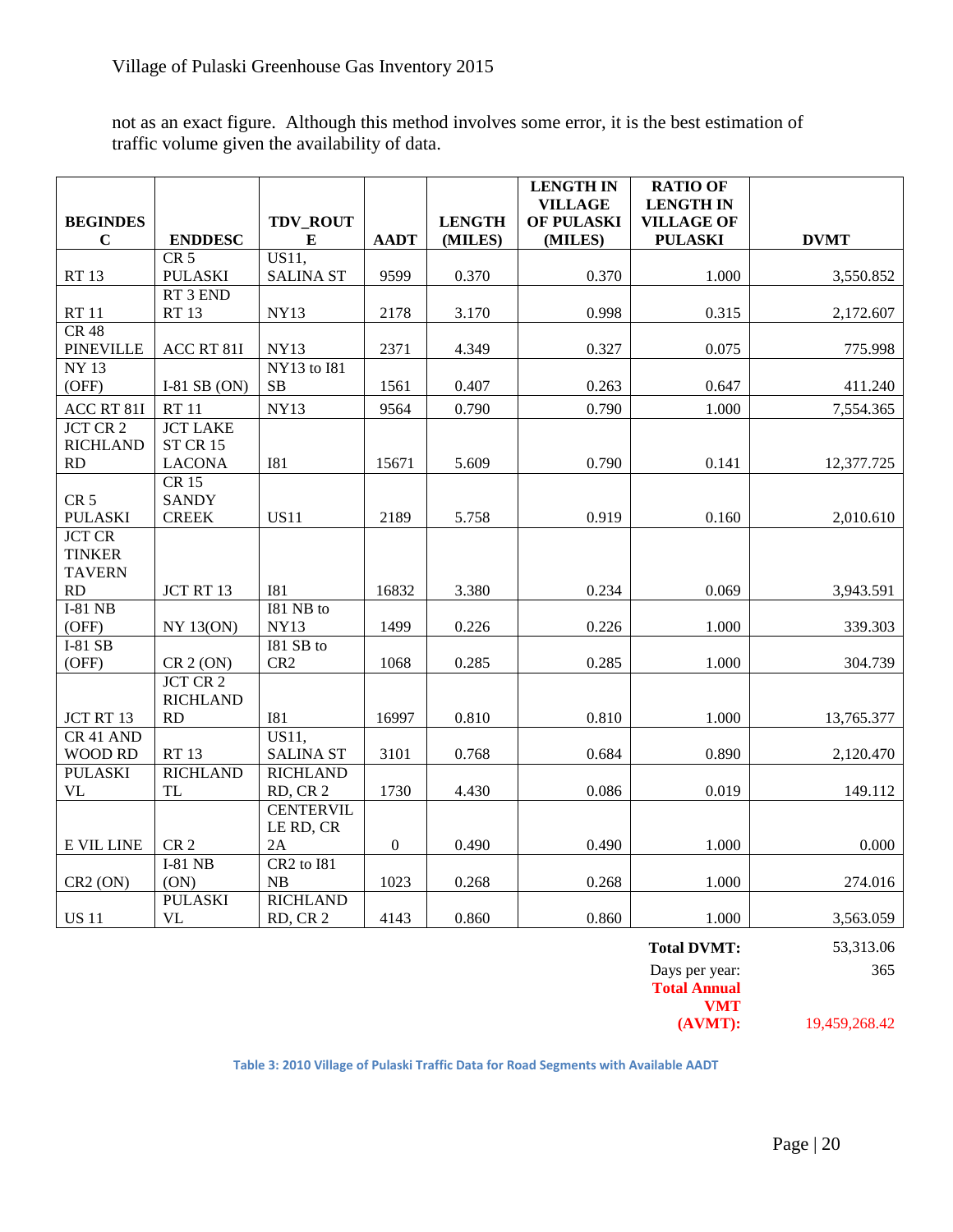not as an exact figure. Although this method involves some error, it is the best estimation of traffic volume given the availability of data.

| BEGINDESC | ENDDESC | TDV_ROUTE | AADT | LENGTH (MILES) | LENGTH IN VILLAGE OF PULASKI (MILES) | RATIO OF LENGTH IN VILLAGE OF PULASKI | DVMT |
|---|---|---|---|---|---|---|---|
| RT 13 | CR 5 PULASKI | US11, SALINA ST | 9599 | 0.370 | 0.370 | 1.000 | 3,550.852 |
| RT 11 | RT 3 END RT 13 | NY13 | 2178 | 3.170 | 0.998 | 0.315 | 2,172.607 |
| CR 48 PINEVILLE | ACC RT 81I | NY13 | 2371 | 4.349 | 0.327 | 0.075 | 775.998 |
| NY 13 (OFF) | I-81 SB (ON) | NY13 to I81 SB | 1561 | 0.407 | 0.263 | 0.647 | 411.240 |
| ACC RT 81I | RT 11 | NY13 | 9564 | 0.790 | 0.790 | 1.000 | 7,554.365 |
| JCT CR 2 RICHLAND RD | JCT LAKE ST CR 15 LACONA | I81 | 15671 | 5.609 | 0.790 | 0.141 | 12,377.725 |
| CR 5 PULASKI | CR 15 SANDY CREEK | US11 | 2189 | 5.758 | 0.919 | 0.160 | 2,010.610 |
| JCT CR TINKER TAVERN RD | JCT RT 13 | I81 | 16832 | 3.380 | 0.234 | 0.069 | 3,943.591 |
| I-81 NB (OFF) | NY 13(ON) | I81 NB to NY13 | 1499 | 0.226 | 0.226 | 1.000 | 339.303 |
| I-81 SB (OFF) | CR 2 (ON) | I81 SB to CR2 | 1068 | 0.285 | 0.285 | 1.000 | 304.739 |
| JCT RT 13 | JCT CR 2 RICHLAND RD | I81 | 16997 | 0.810 | 0.810 | 1.000 | 13,765.377 |
| CR 41 AND WOOD RD | RT 13 | US11, SALINA ST | 3101 | 0.768 | 0.684 | 0.890 | 2,120.470 |
| PULASKI VL | RICHLAND TL | RICHLAND RD, CR 2 | 1730 | 4.430 | 0.086 | 0.019 | 149.112 |
| E VIL LINE | CR 2 | CENTERVILLE RD, CR 2A | 0 | 0.490 | 0.490 | 1.000 | 0.000 |
| CR2 (ON) | I-81 NB (ON) | CR2 to I81 NB | 1023 | 0.268 | 0.268 | 1.000 | 274.016 |
| US 11 | PULASKI VL | RICHLAND RD, CR 2 | 4143 | 0.860 | 0.860 | 1.000 | 3,563.059 |
| | | | | | | **Total DVMT:** | 53,313.06 |
| | | | | | | Days per year: | 365 |
| | | | | | | **Total Annual VMT (AVMT):** | 19,459,268.42 |

Table 3: 2010 Village of Pulaski Traffic Data for Road Segments with Available AADT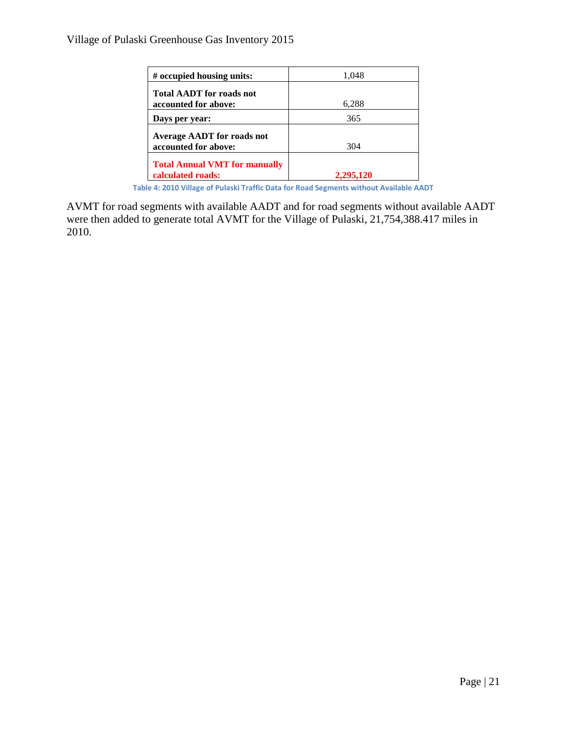| # occupied housing units: | 1,048 |
|---|---|
| Total AADT for roads not accounted for above: | 6,288 |
| Days per year: | 365 |
| Average AADT for roads not accounted for above: | 304 |
| **Total Annual VMT for manually calculated roads:** | **2,295,120** |

Table 4: 2010 Village of Pulaski Traffic Data for Road Segments without Available AADT

AVMT for road segments with available AADT and for road segments without available AADT were then added to generate total AVMT for the Village of Pulaski, 21,754,388.417 miles in 2010.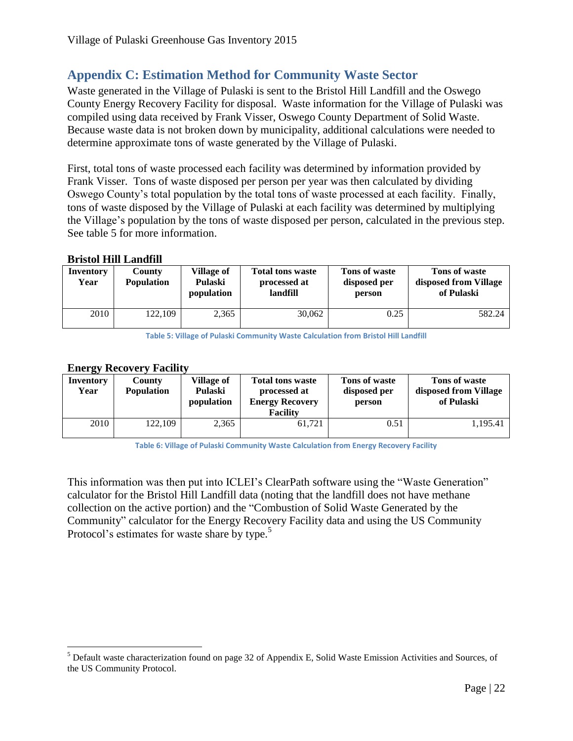## Appendix C: Estimation Method for Community Waste Sector

Waste generated in the Village of Pulaski is sent to the Bristol Hill Landfill and the Oswego County Energy Recovery Facility for disposal. Waste information for the Village of Pulaski was compiled using data received by Frank Visser, Oswego County Department of Solid Waste. Because waste data is not broken down by municipality, additional calculations were needed to determine approximate tons of waste generated by the Village of Pulaski.

First, total tons of waste processed each facility was determined by information provided by Frank Visser. Tons of waste disposed per person per year was then calculated by dividing Oswego County's total population by the total tons of waste processed at each facility. Finally, tons of waste disposed by the Village of Pulaski at each facility was determined by multiplying the Village's population by the tons of waste disposed per person, calculated in the previous step. See table 5 for more information.

**Bristol Hill Landfill**

| Inventory Year | County Population | Village of Pulaski population | Total tons waste processed at landfill | Tons of waste disposed per person | Tons of waste disposed from Village of Pulaski |
|---|---|---|---|---|---|
| 2010 | 122,109 | 2,365 | 30,062 | 0.25 | 582.24 |

Table 5: Village of Pulaski Community Waste Calculation from Bristol Hill Landfill

**Energy Recovery Facility**

| Inventory Year | County Population | Village of Pulaski population | Total tons waste processed at Energy Recovery Facility | Tons of waste disposed per person | Tons of waste disposed from Village of Pulaski |
|---|---|---|---|---|---|
| 2010 | 122,109 | 2,365 | 61,721 | 0.51 | 1,195.41 |

Table 6: Village of Pulaski Community Waste Calculation from Energy Recovery Facility

This information was then put into ICLEI's ClearPath software using the "Waste Generation" calculator for the Bristol Hill Landfill data (noting that the landfill does not have methane collection on the active portion) and the "Combustion of Solid Waste Generated by the Community" calculator for the Energy Recovery Facility data and using the US Community Protocol's estimates for waste share by type.[5]

[5] Default waste characterization found on page 32 of Appendix E, Solid Waste Emission Activities and Sources, of the US Community Protocol.